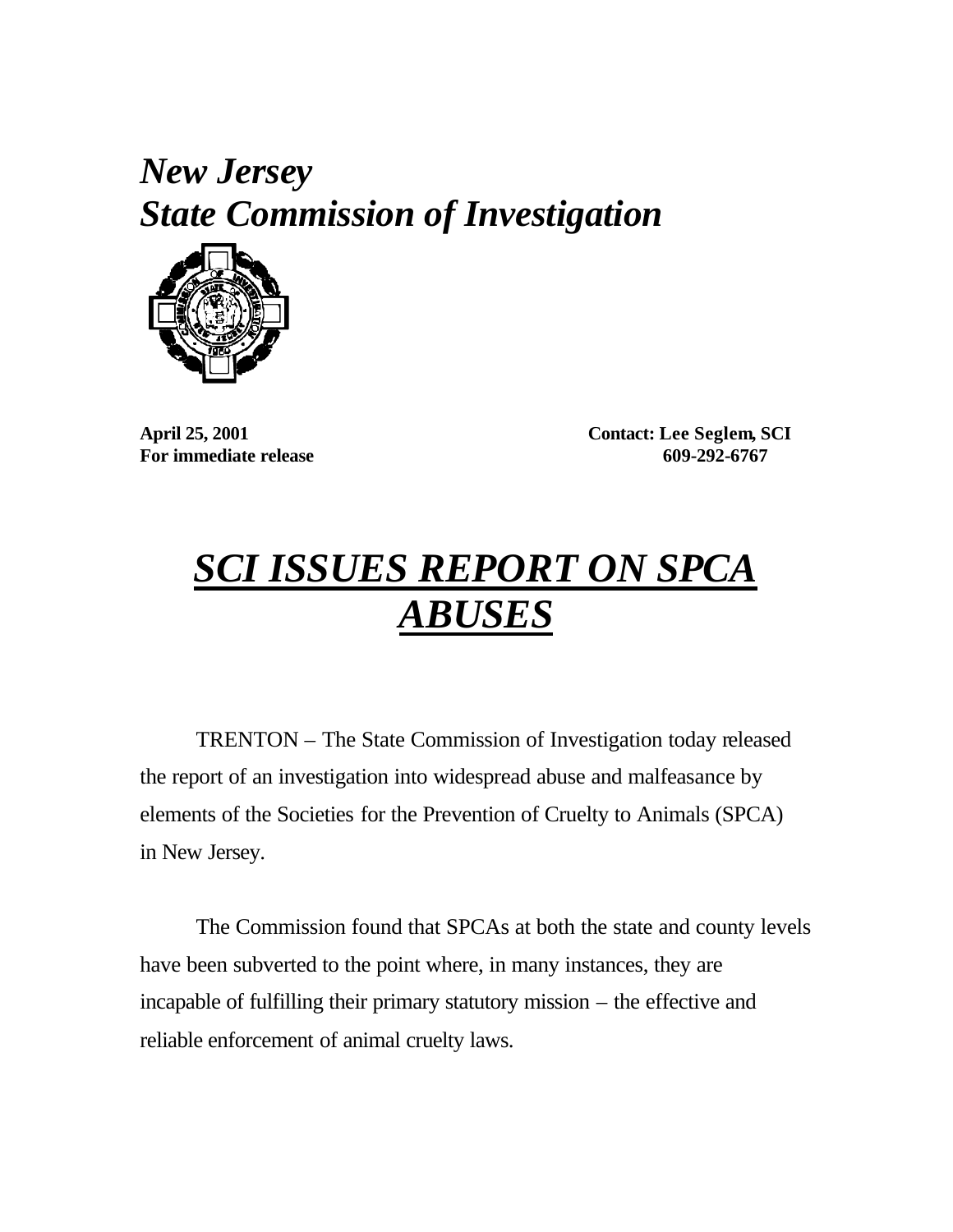# *New Jersey*
# *State Commission of Investigation*

**April 25, 2001**
**For immediate release**

**Contact: Lee Seglem, SCI**
**609-292-6767**

## ***SCI ISSUES REPORT ON SPCA ABUSES***

TRENTON – The State Commission of Investigation today released the report of an investigation into widespread abuse and malfeasance by elements of the Societies for the Prevention of Cruelty to Animals (SPCA) in New Jersey.

The Commission found that SPCAs at both the state and county levels have been subverted to the point where, in many instances, they are incapable of fulfilling their primary statutory mission – the effective and reliable enforcement of animal cruelty laws.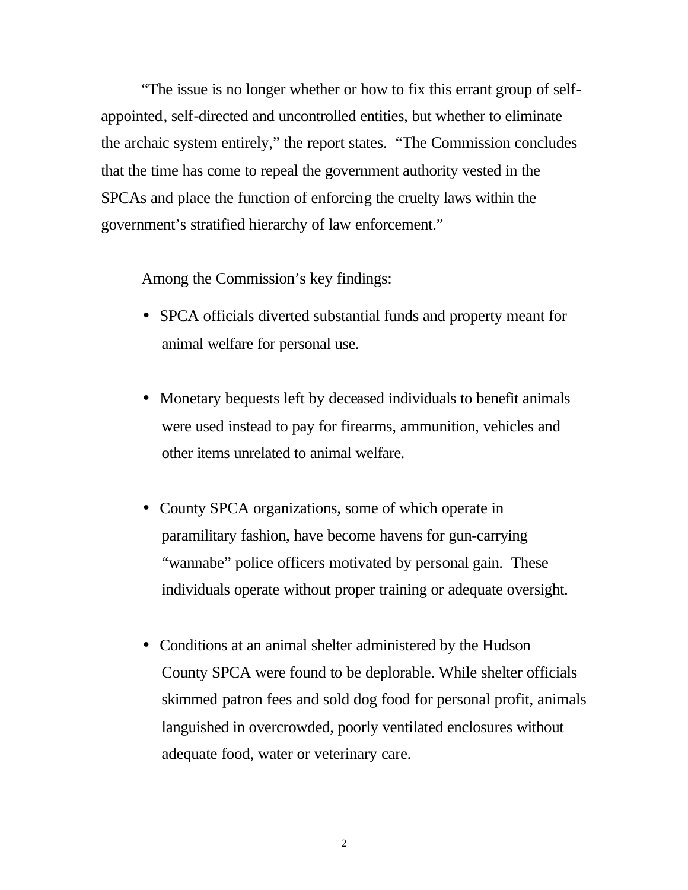"The issue is no longer whether or how to fix this errant group of self-appointed, self-directed and uncontrolled entities, but whether to eliminate the archaic system entirely," the report states. "The Commission concludes that the time has come to repeal the government authority vested in the SPCAs and place the function of enforcing the cruelty laws within the government's stratified hierarchy of law enforcement."

Among the Commission's key findings:

- SPCA officials diverted substantial funds and property meant for animal welfare for personal use.

- Monetary bequests left by deceased individuals to benefit animals were used instead to pay for firearms, ammunition, vehicles and other items unrelated to animal welfare.

- County SPCA organizations, some of which operate in paramilitary fashion, have become havens for gun-carrying "wannabe" police officers motivated by personal gain. These individuals operate without proper training or adequate oversight.

- Conditions at an animal shelter administered by the Hudson County SPCA were found to be deplorable. While shelter officials skimmed patron fees and sold dog food for personal profit, animals languished in overcrowded, poorly ventilated enclosures without adequate food, water or veterinary care.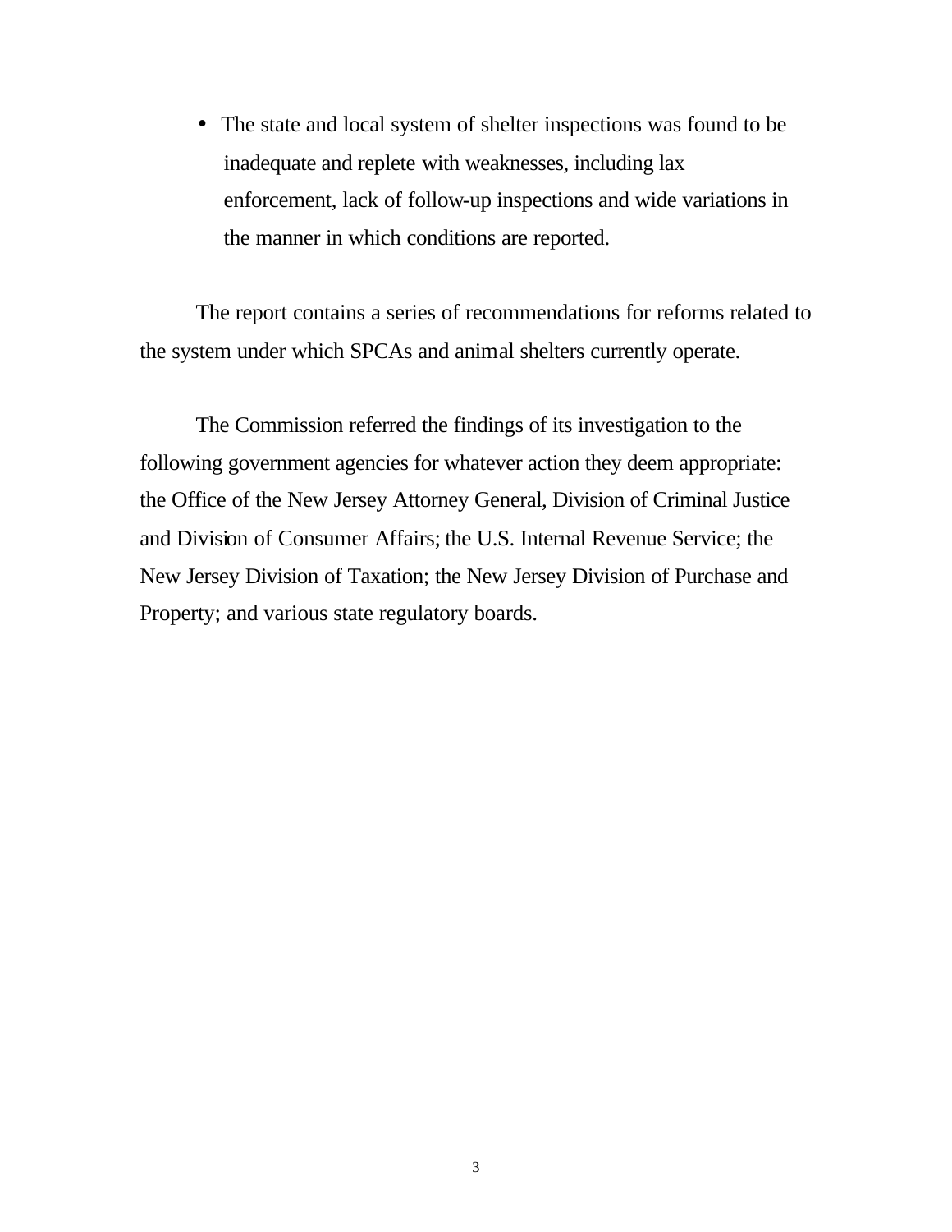- The state and local system of shelter inspections was found to be inadequate and replete with weaknesses, including lax enforcement, lack of follow-up inspections and wide variations in the manner in which conditions are reported.

The report contains a series of recommendations for reforms related to the system under which SPCAs and animal shelters currently operate.

The Commission referred the findings of its investigation to the following government agencies for whatever action they deem appropriate: the Office of the New Jersey Attorney General, Division of Criminal Justice and Division of Consumer Affairs; the U.S. Internal Revenue Service; the New Jersey Division of Taxation; the New Jersey Division of Purchase and Property; and various state regulatory boards.